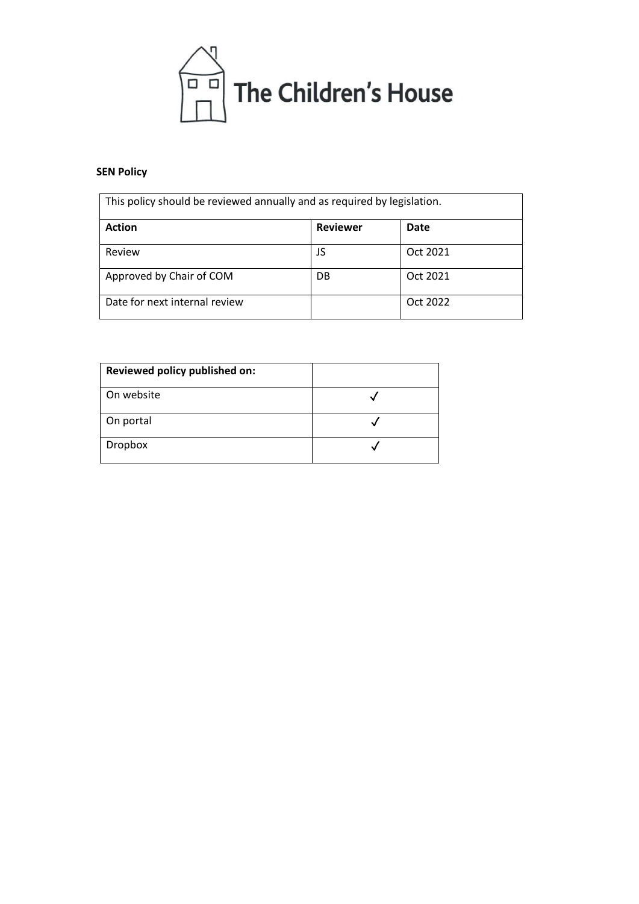The Children's House

**SEN Policy**

| This policy should be reviewed annually and as required by legislation. | | |
|---|---|---|
| **Action** | **Reviewer** | **Date** |
| Review | JS | Oct 2021 |
| Approved by Chair of COM | DB | Oct 2021 |
| Date for next internal review | | Oct 2022 |

| **Reviewed policy published on:** | |
|---|---|
| On website | ✓ |
| On portal | ✓ |
| Dropbox | ✓ |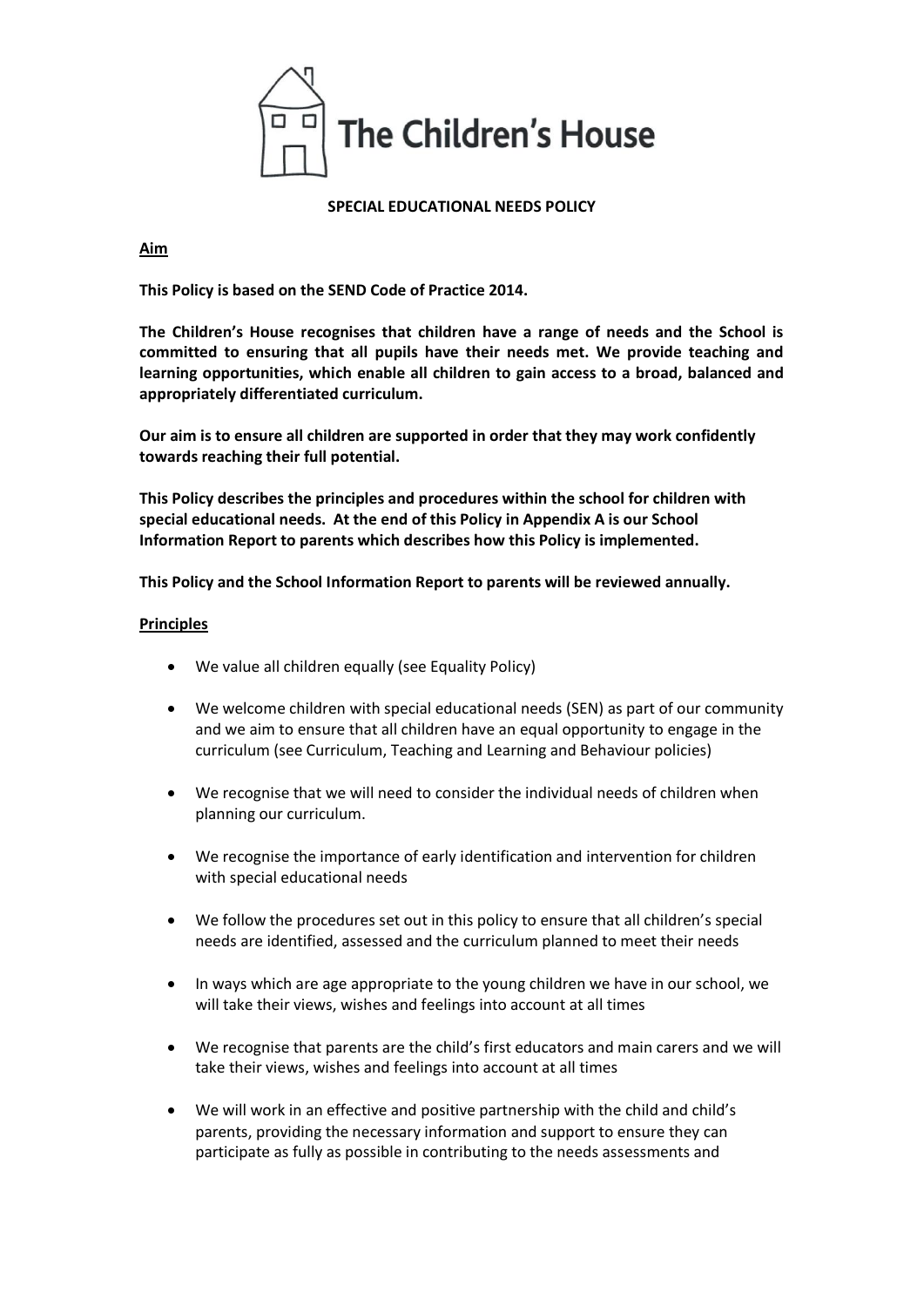# The Children's House

**SPECIAL EDUCATIONAL NEEDS POLICY**

**Aim**

**This Policy is based on the SEND Code of Practice 2014.**

**The Children's House recognises that children have a range of needs and the School is committed to ensuring that all pupils have their needs met. We provide teaching and learning opportunities, which enable all children to gain access to a broad, balanced and appropriately differentiated curriculum.**

**Our aim is to ensure all children are supported in order that they may work confidently towards reaching their full potential.**

**This Policy describes the principles and procedures within the school for children with special educational needs. At the end of this Policy in Appendix A is our School Information Report to parents which describes how this Policy is implemented.**

**This Policy and the School Information Report to parents will be reviewed annually.**

**Principles**

- We value all children equally (see Equality Policy)
- We welcome children with special educational needs (SEN) as part of our community and we aim to ensure that all children have an equal opportunity to engage in the curriculum (see Curriculum, Teaching and Learning and Behaviour policies)
- We recognise that we will need to consider the individual needs of children when planning our curriculum.
- We recognise the importance of early identification and intervention for children with special educational needs
- We follow the procedures set out in this policy to ensure that all children's special needs are identified, assessed and the curriculum planned to meet their needs
- In ways which are age appropriate to the young children we have in our school, we will take their views, wishes and feelings into account at all times
- We recognise that parents are the child's first educators and main carers and we will take their views, wishes and feelings into account at all times
- We will work in an effective and positive partnership with the child and child's parents, providing the necessary information and support to ensure they can participate as fully as possible in contributing to the needs assessments and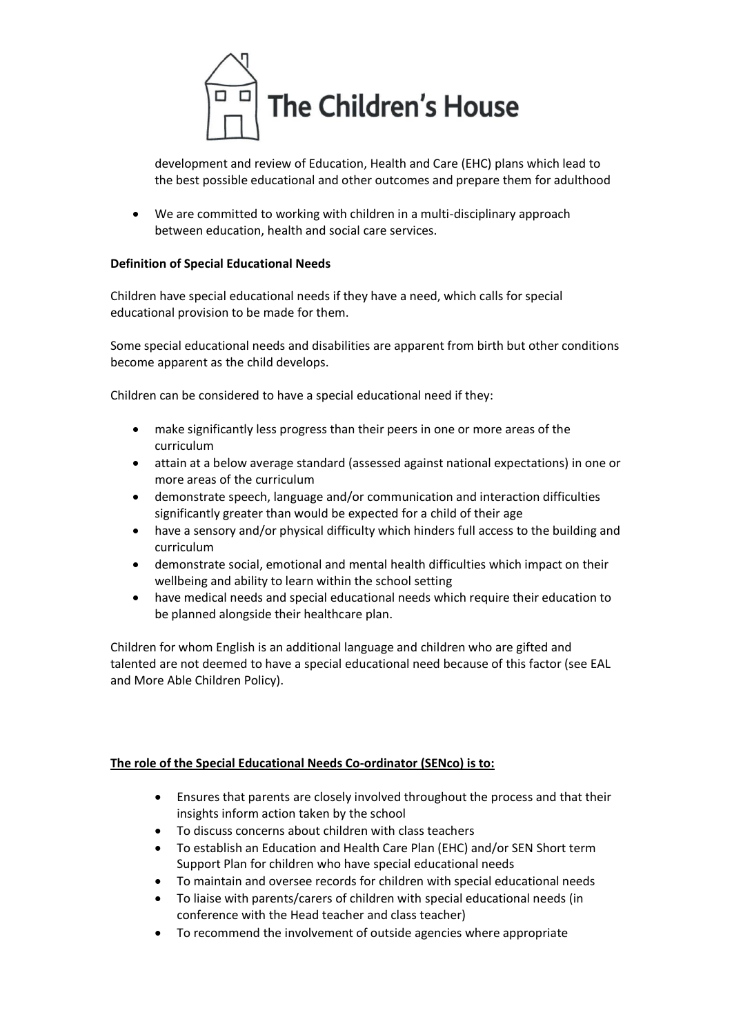development and review of Education, Health and Care (EHC) plans which lead to the best possible educational and other outcomes and prepare them for adulthood

- We are committed to working with children in a multi-disciplinary approach between education, health and social care services.

**Definition of Special Educational Needs**

Children have special educational needs if they have a need, which calls for special educational provision to be made for them.

Some special educational needs and disabilities are apparent from birth but other conditions become apparent as the child develops.

Children can be considered to have a special educational need if they:

- make significantly less progress than their peers in one or more areas of the curriculum
- attain at a below average standard (assessed against national expectations) in one or more areas of the curriculum
- demonstrate speech, language and/or communication and interaction difficulties significantly greater than would be expected for a child of their age
- have a sensory and/or physical difficulty which hinders full access to the building and curriculum
- demonstrate social, emotional and mental health difficulties which impact on their wellbeing and ability to learn within the school setting
- have medical needs and special educational needs which require their education to be planned alongside their healthcare plan.

Children for whom English is an additional language and children who are gifted and talented are not deemed to have a special educational need because of this factor (see EAL and More Able Children Policy).

**The role of the Special Educational Needs Co-ordinator (SENco) is to:**

- Ensures that parents are closely involved throughout the process and that their insights inform action taken by the school
- To discuss concerns about children with class teachers
- To establish an Education and Health Care Plan (EHC) and/or SEN Short term Support Plan for children who have special educational needs
- To maintain and oversee records for children with special educational needs
- To liaise with parents/carers of children with special educational needs (in conference with the Head teacher and class teacher)
- To recommend the involvement of outside agencies where appropriate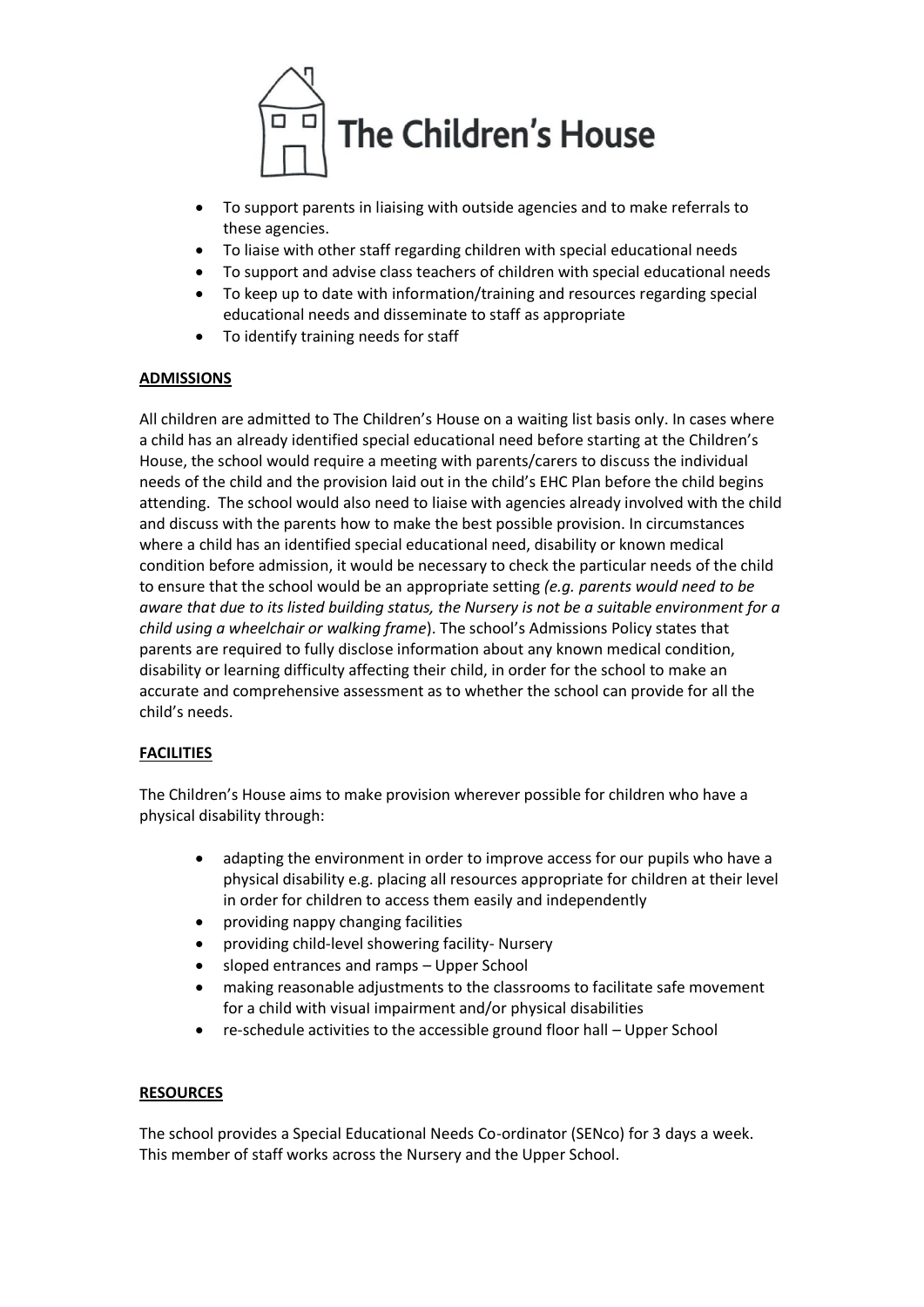- To support parents in liaising with outside agencies and to make referrals to these agencies.
- To liaise with other staff regarding children with special educational needs
- To support and advise class teachers of children with special educational needs
- To keep up to date with information/training and resources regarding special educational needs and disseminate to staff as appropriate
- To identify training needs for staff

**ADMISSIONS**

All children are admitted to The Children's House on a waiting list basis only. In cases where a child has an already identified special educational need before starting at the Children's House, the school would require a meeting with parents/carers to discuss the individual needs of the child and the provision laid out in the child's EHC Plan before the child begins attending. The school would also need to liaise with agencies already involved with the child and discuss with the parents how to make the best possible provision. In circumstances where a child has an identified special educational need, disability or known medical condition before admission, it would be necessary to check the particular needs of the child to ensure that the school would be an appropriate setting *(e.g. parents would need to be aware that due to its listed building status, the Nursery is not be a suitable environment for a child using a wheelchair or walking frame*). The school's Admissions Policy states that parents are required to fully disclose information about any known medical condition, disability or learning difficulty affecting their child, in order for the school to make an accurate and comprehensive assessment as to whether the school can provide for all the child's needs.

**FACILITIES**

The Children's House aims to make provision wherever possible for children who have a physical disability through:

- adapting the environment in order to improve access for our pupils who have a physical disability e.g. placing all resources appropriate for children at their level in order for children to access them easily and independently
- providing nappy changing facilities
- providing child-level showering facility- Nursery
- sloped entrances and ramps – Upper School
- making reasonable adjustments to the classrooms to facilitate safe movement for a child with visual impairment and/or physical disabilities
- re-schedule activities to the accessible ground floor hall – Upper School

**RESOURCES**

The school provides a Special Educational Needs Co-ordinator (SENco) for 3 days a week. This member of staff works across the Nursery and the Upper School.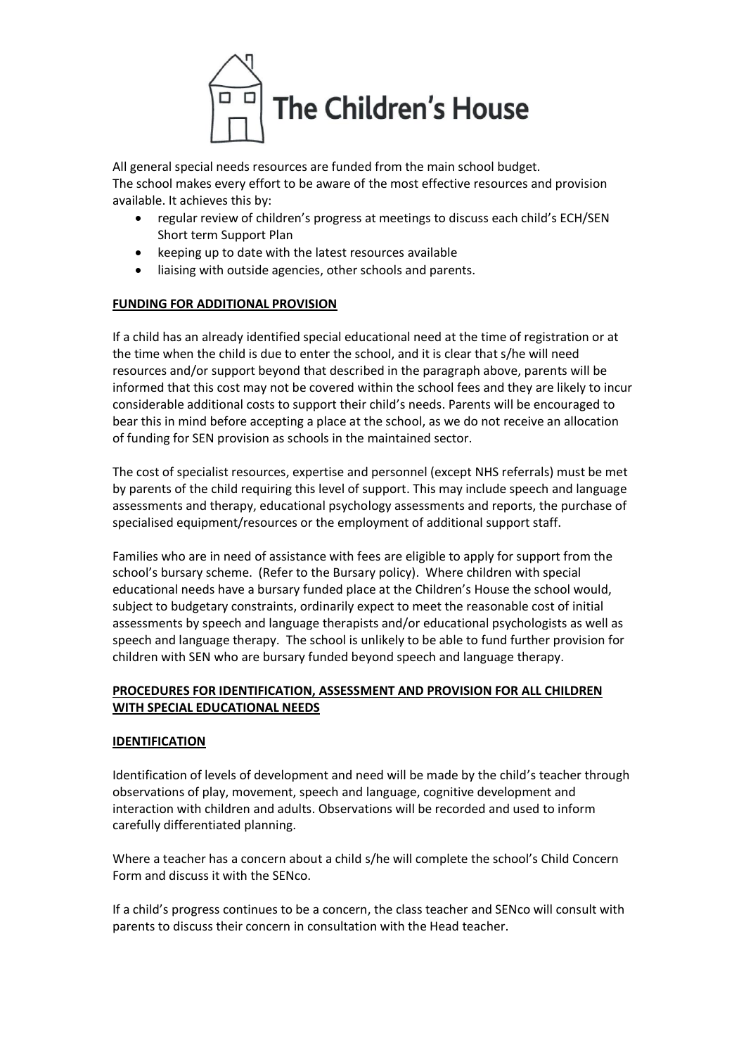All general special needs resources are funded from the main school budget.
The school makes every effort to be aware of the most effective resources and provision available. It achieves this by:

- regular review of children's progress at meetings to discuss each child's ECH/SEN Short term Support Plan
- keeping up to date with the latest resources available
- liaising with outside agencies, other schools and parents.

**FUNDING FOR ADDITIONAL PROVISION**

If a child has an already identified special educational need at the time of registration or at the time when the child is due to enter the school, and it is clear that s/he will need resources and/or support beyond that described in the paragraph above, parents will be informed that this cost may not be covered within the school fees and they are likely to incur considerable additional costs to support their child's needs. Parents will be encouraged to bear this in mind before accepting a place at the school, as we do not receive an allocation of funding for SEN provision as schools in the maintained sector.

The cost of specialist resources, expertise and personnel (except NHS referrals) must be met by parents of the child requiring this level of support. This may include speech and language assessments and therapy, educational psychology assessments and reports, the purchase of specialised equipment/resources or the employment of additional support staff.

Families who are in need of assistance with fees are eligible to apply for support from the school's bursary scheme. (Refer to the Bursary policy). Where children with special educational needs have a bursary funded place at the Children's House the school would, subject to budgetary constraints, ordinarily expect to meet the reasonable cost of initial assessments by speech and language therapists and/or educational psychologists as well as speech and language therapy. The school is unlikely to be able to fund further provision for children with SEN who are bursary funded beyond speech and language therapy.

**PROCEDURES FOR IDENTIFICATION, ASSESSMENT AND PROVISION FOR ALL CHILDREN WITH SPECIAL EDUCATIONAL NEEDS**

**IDENTIFICATION**

Identification of levels of development and need will be made by the child's teacher through observations of play, movement, speech and language, cognitive development and interaction with children and adults. Observations will be recorded and used to inform carefully differentiated planning.

Where a teacher has a concern about a child s/he will complete the school's Child Concern Form and discuss it with the SENco.

If a child's progress continues to be a concern, the class teacher and SENco will consult with parents to discuss their concern in consultation with the Head teacher.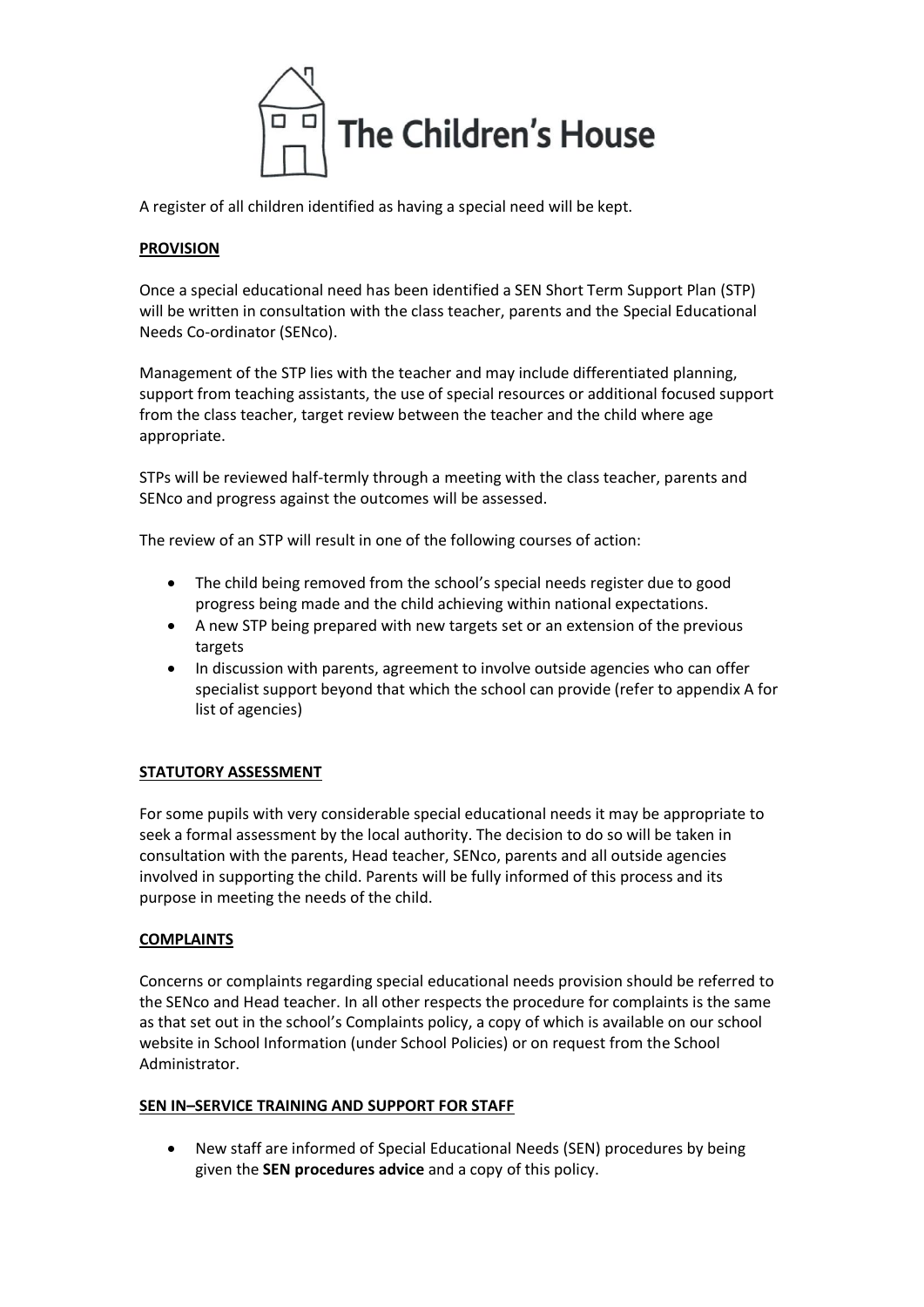A register of all children identified as having a special need will be kept.

## PROVISION

Once a special educational need has been identified a SEN Short Term Support Plan (STP) will be written in consultation with the class teacher, parents and the Special Educational Needs Co-ordinator (SENco).

Management of the STP lies with the teacher and may include differentiated planning, support from teaching assistants, the use of special resources or additional focused support from the class teacher, target review between the teacher and the child where age appropriate.

STPs will be reviewed half-termly through a meeting with the class teacher, parents and SENco and progress against the outcomes will be assessed.

The review of an STP will result in one of the following courses of action:

- The child being removed from the school's special needs register due to good progress being made and the child achieving within national expectations.
- A new STP being prepared with new targets set or an extension of the previous targets
- In discussion with parents, agreement to involve outside agencies who can offer specialist support beyond that which the school can provide (refer to appendix A for list of agencies)

## STATUTORY ASSESSMENT

For some pupils with very considerable special educational needs it may be appropriate to seek a formal assessment by the local authority. The decision to do so will be taken in consultation with the parents, Head teacher, SENco, parents and all outside agencies involved in supporting the child. Parents will be fully informed of this process and its purpose in meeting the needs of the child.

## COMPLAINTS

Concerns or complaints regarding special educational needs provision should be referred to the SENco and Head teacher. In all other respects the procedure for complaints is the same as that set out in the school's Complaints policy, a copy of which is available on our school website in School Information (under School Policies) or on request from the School Administrator.

## SEN IN–SERVICE TRAINING AND SUPPORT FOR STAFF

- New staff are informed of Special Educational Needs (SEN) procedures by being given the **SEN procedures advice** and a copy of this policy.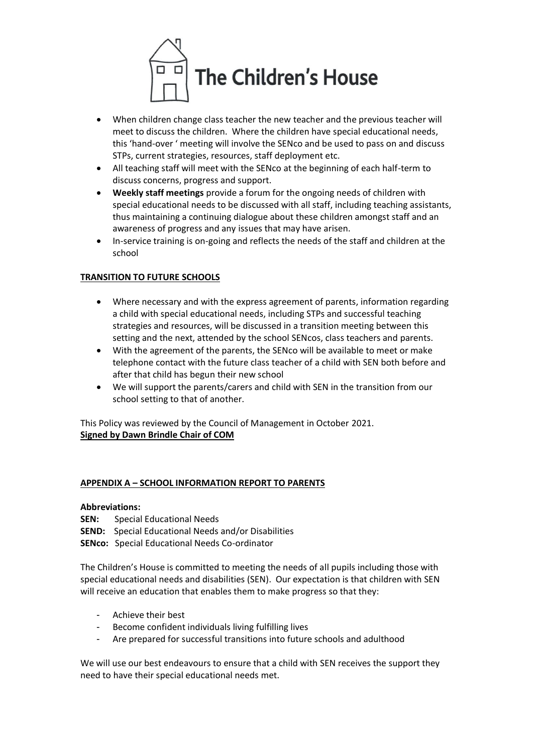- When children change class teacher the new teacher and the previous teacher will meet to discuss the children. Where the children have special educational needs, this 'hand-over ' meeting will involve the SENco and be used to pass on and discuss STPs, current strategies, resources, staff deployment etc.
- All teaching staff will meet with the SENco at the beginning of each half-term to discuss concerns, progress and support.
- **Weekly staff meetings** provide a forum for the ongoing needs of children with special educational needs to be discussed with all staff, including teaching assistants, thus maintaining a continuing dialogue about these children amongst staff and an awareness of progress and any issues that may have arisen.
- In-service training is on-going and reflects the needs of the staff and children at the school

## TRANSITION TO FUTURE SCHOOLS

- Where necessary and with the express agreement of parents, information regarding a child with special educational needs, including STPs and successful teaching strategies and resources, will be discussed in a transition meeting between this setting and the next, attended by the school SENcos, class teachers and parents.
- With the agreement of the parents, the SENco will be available to meet or make telephone contact with the future class teacher of a child with SEN both before and after that child has begun their new school
- We will support the parents/carers and child with SEN in the transition from our school setting to that of another.

This Policy was reviewed by the Council of Management in October 2021.
**Signed by Dawn Brindle Chair of COM**

## APPENDIX A – SCHOOL INFORMATION REPORT TO PARENTS

**Abbreviations:**

**SEN:** Special Educational Needs
**SEND:** Special Educational Needs and/or Disabilities
**SENco:** Special Educational Needs Co-ordinator

The Children's House is committed to meeting the needs of all pupils including those with special educational needs and disabilities (SEN). Our expectation is that children with SEN will receive an education that enables them to make progress so that they:

- Achieve their best
- Become confident individuals living fulfilling lives
- Are prepared for successful transitions into future schools and adulthood

We will use our best endeavours to ensure that a child with SEN receives the support they need to have their special educational needs met.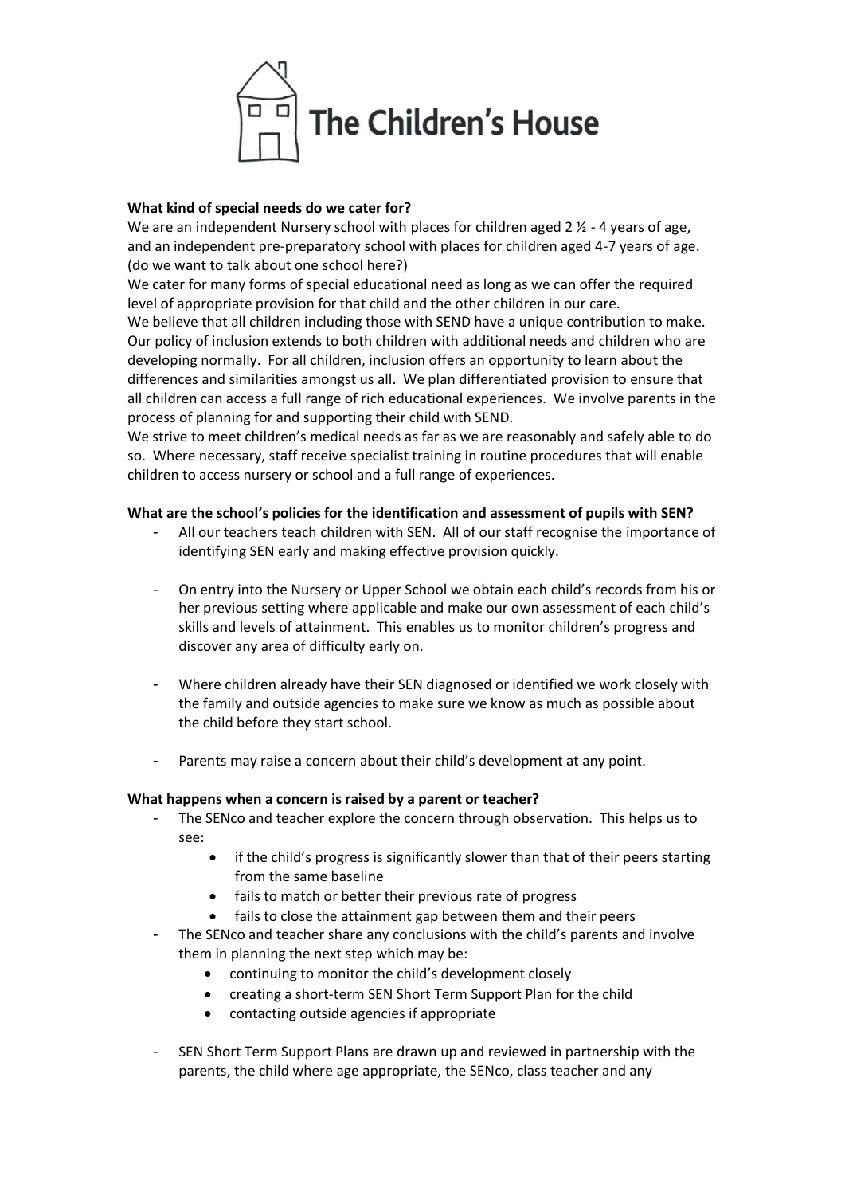# The Children's House

**What kind of special needs do we cater for?**

We are an independent Nursery school with places for children aged 2 ½ - 4 years of age, and an independent pre-preparatory school with places for children aged 4-7 years of age. (do we want to talk about one school here?)

We cater for many forms of special educational need as long as we can offer the required level of appropriate provision for that child and the other children in our care.

We believe that all children including those with SEND have a unique contribution to make. Our policy of inclusion extends to both children with additional needs and children who are developing normally. For all children, inclusion offers an opportunity to learn about the differences and similarities amongst us all. We plan differentiated provision to ensure that all children can access a full range of rich educational experiences. We involve parents in the process of planning for and supporting their child with SEND.

We strive to meet children's medical needs as far as we are reasonably and safely able to do so. Where necessary, staff receive specialist training in routine procedures that will enable children to access nursery or school and a full range of experiences.

**What are the school's policies for the identification and assessment of pupils with SEN?**

- All our teachers teach children with SEN. All of our staff recognise the importance of identifying SEN early and making effective provision quickly.
- On entry into the Nursery or Upper School we obtain each child's records from his or her previous setting where applicable and make our own assessment of each child's skills and levels of attainment. This enables us to monitor children's progress and discover any area of difficulty early on.
- Where children already have their SEN diagnosed or identified we work closely with the family and outside agencies to make sure we know as much as possible about the child before they start school.
- Parents may raise a concern about their child's development at any point.

**What happens when a concern is raised by a parent or teacher?**

- The SENco and teacher explore the concern through observation. This helps us to see:
  - if the child's progress is significantly slower than that of their peers starting from the same baseline
  - fails to match or better their previous rate of progress
  - fails to close the attainment gap between them and their peers
- The SENco and teacher share any conclusions with the child's parents and involve them in planning the next step which may be:
  - continuing to monitor the child's development closely
  - creating a short-term SEN Short Term Support Plan for the child
  - contacting outside agencies if appropriate
- SEN Short Term Support Plans are drawn up and reviewed in partnership with the parents, the child where age appropriate, the SENco, class teacher and any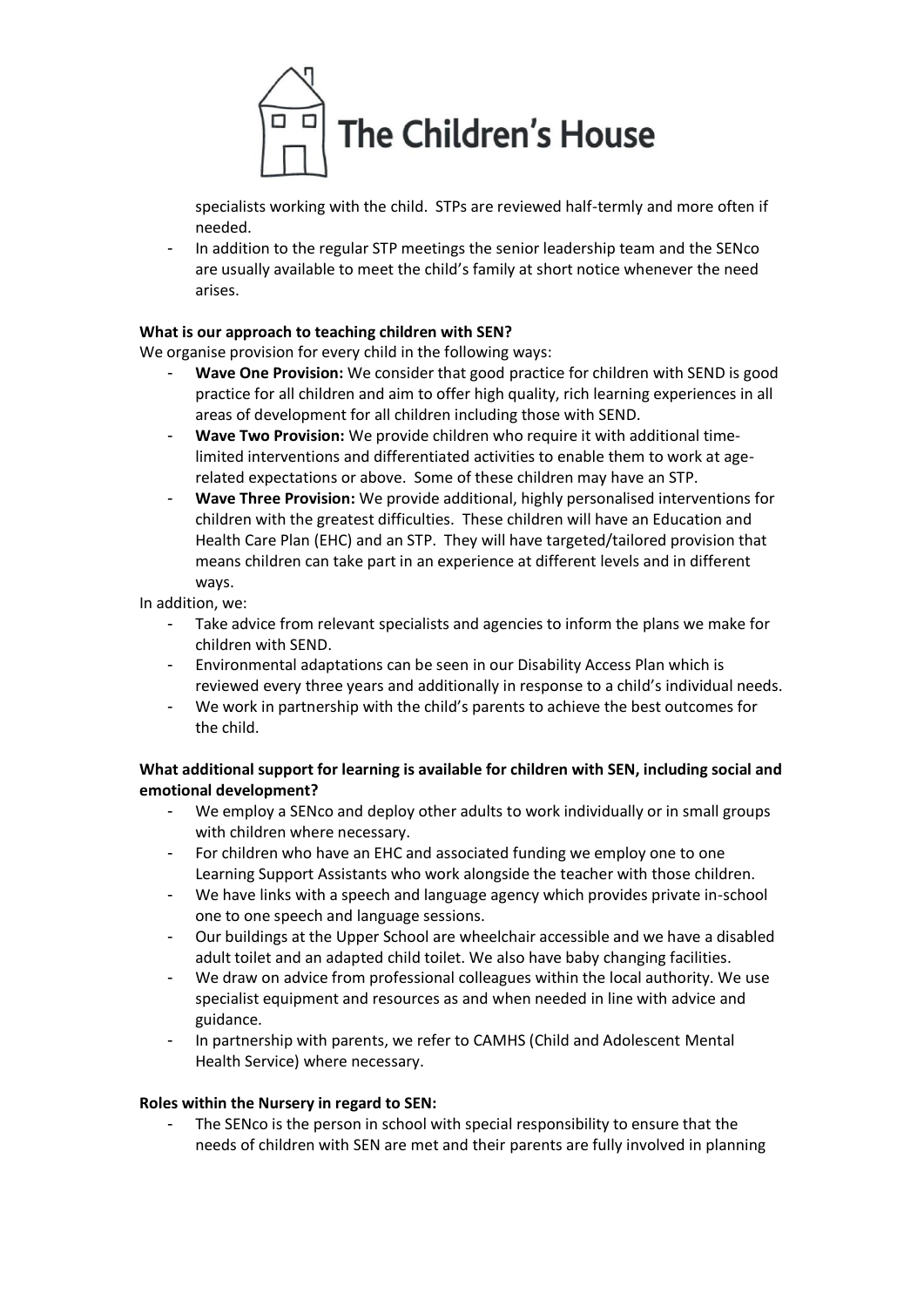specialists working with the child. STPs are reviewed half-termly and more often if needed.
- In addition to the regular STP meetings the senior leadership team and the SENco are usually available to meet the child's family at short notice whenever the need arises.

**What is our approach to teaching children with SEN?**

We organise provision for every child in the following ways:

- **Wave One Provision:** We consider that good practice for children with SEND is good practice for all children and aim to offer high quality, rich learning experiences in all areas of development for all children including those with SEND.
- **Wave Two Provision:** We provide children who require it with additional time-limited interventions and differentiated activities to enable them to work at age-related expectations or above. Some of these children may have an STP.
- **Wave Three Provision:** We provide additional, highly personalised interventions for children with the greatest difficulties. These children will have an Education and Health Care Plan (EHC) and an STP. They will have targeted/tailored provision that means children can take part in an experience at different levels and in different ways.

In addition, we:

- Take advice from relevant specialists and agencies to inform the plans we make for children with SEND.
- Environmental adaptations can be seen in our Disability Access Plan which is reviewed every three years and additionally in response to a child's individual needs.
- We work in partnership with the child's parents to achieve the best outcomes for the child.

**What additional support for learning is available for children with SEN, including social and emotional development?**

- We employ a SENco and deploy other adults to work individually or in small groups with children where necessary.
- For children who have an EHC and associated funding we employ one to one Learning Support Assistants who work alongside the teacher with those children.
- We have links with a speech and language agency which provides private in-school one to one speech and language sessions.
- Our buildings at the Upper School are wheelchair accessible and we have a disabled adult toilet and an adapted child toilet. We also have baby changing facilities.
- We draw on advice from professional colleagues within the local authority. We use specialist equipment and resources as and when needed in line with advice and guidance.
- In partnership with parents, we refer to CAMHS (Child and Adolescent Mental Health Service) where necessary.

**Roles within the Nursery in regard to SEN:**

- The SENco is the person in school with special responsibility to ensure that the needs of children with SEN are met and their parents are fully involved in planning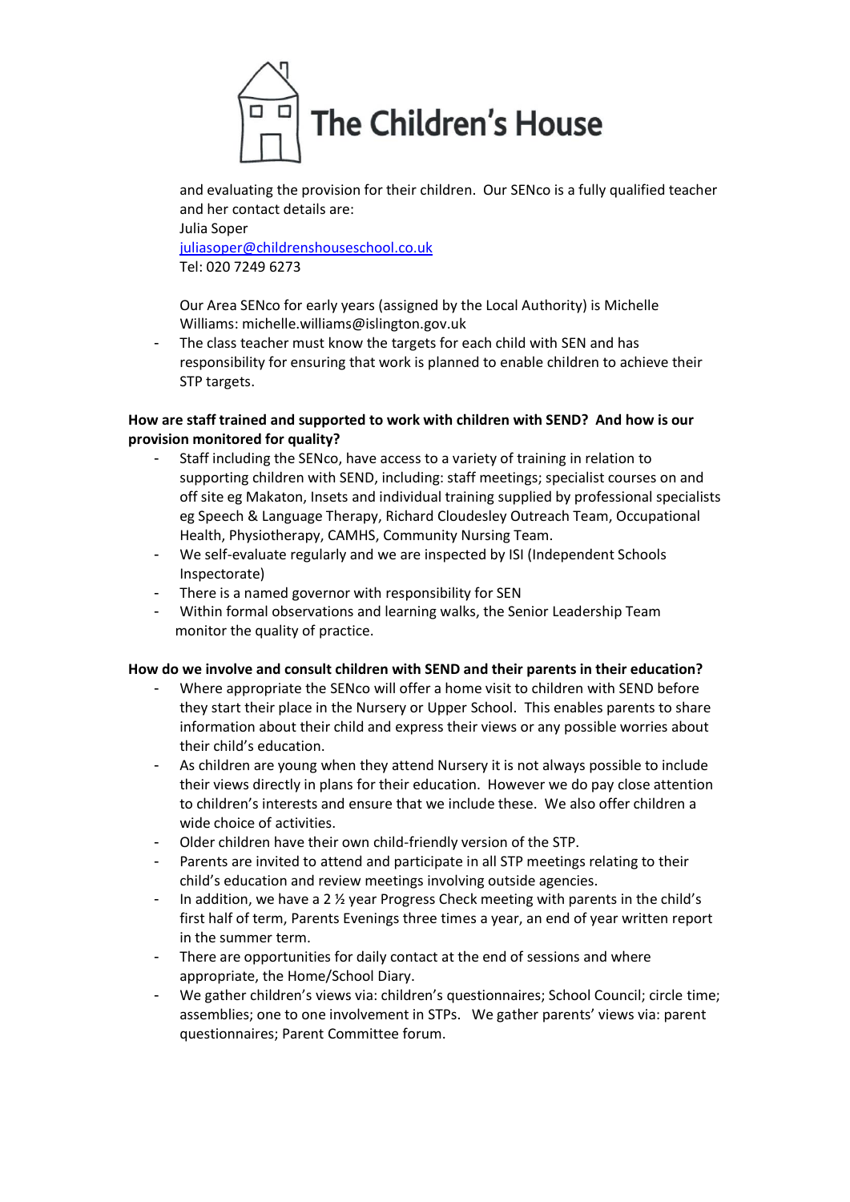and evaluating the provision for their children. Our SENco is a fully qualified teacher and her contact details are:
Julia Soper
[juliasoper@childrenshouseschool.co.uk](mailto:juliasoper@childrenshouseschool.co.uk)
Tel: 020 7249 6273

Our Area SENco for early years (assigned by the Local Authority) is Michelle Williams: michelle.williams@islington.gov.uk

- The class teacher must know the targets for each child with SEN and has responsibility for ensuring that work is planned to enable children to achieve their STP targets.

**How are staff trained and supported to work with children with SEND? And how is our provision monitored for quality?**

- Staff including the SENco, have access to a variety of training in relation to supporting children with SEND, including: staff meetings; specialist courses on and off site eg Makaton, Insets and individual training supplied by professional specialists eg Speech & Language Therapy, Richard Cloudesley Outreach Team, Occupational Health, Physiotherapy, CAMHS, Community Nursing Team.
- We self-evaluate regularly and we are inspected by ISI (Independent Schools Inspectorate)
- There is a named governor with responsibility for SEN
- Within formal observations and learning walks, the Senior Leadership Team monitor the quality of practice.

**How do we involve and consult children with SEND and their parents in their education?**

- Where appropriate the SENco will offer a home visit to children with SEND before they start their place in the Nursery or Upper School. This enables parents to share information about their child and express their views or any possible worries about their child's education.
- As children are young when they attend Nursery it is not always possible to include their views directly in plans for their education. However we do pay close attention to children's interests and ensure that we include these. We also offer children a wide choice of activities.
- Older children have their own child-friendly version of the STP.
- Parents are invited to attend and participate in all STP meetings relating to their child's education and review meetings involving outside agencies.
- In addition, we have a 2 ½ year Progress Check meeting with parents in the child's first half of term, Parents Evenings three times a year, an end of year written report in the summer term.
- There are opportunities for daily contact at the end of sessions and where appropriate, the Home/School Diary.
- We gather children's views via: children's questionnaires; School Council; circle time; assemblies; one to one involvement in STPs. We gather parents' views via: parent questionnaires; Parent Committee forum.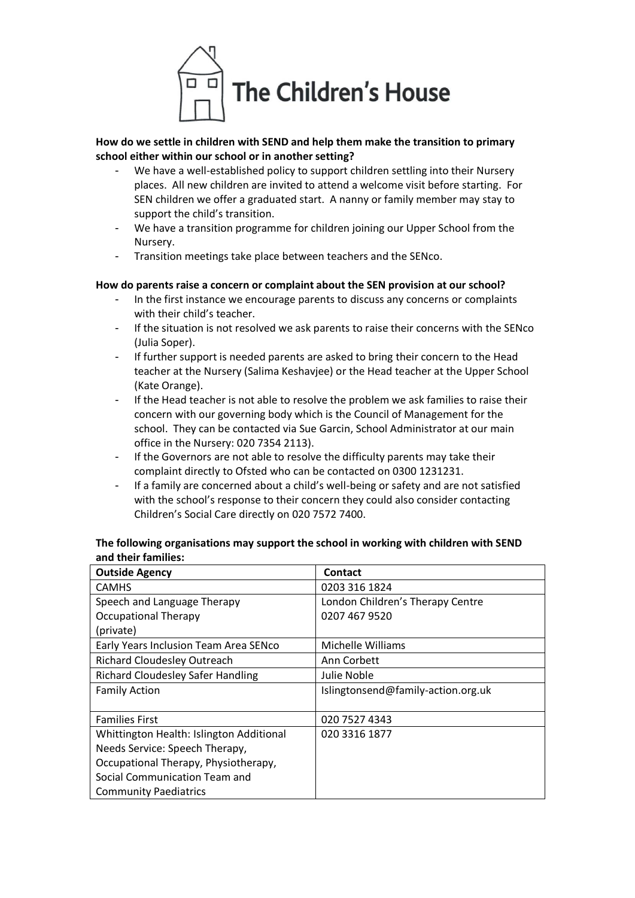The Children's House

**How do we settle in children with SEND and help them make the transition to primary school either within our school or in another setting?**

- We have a well-established policy to support children settling into their Nursery places. All new children are invited to attend a welcome visit before starting. For SEN children we offer a graduated start. A nanny or family member may stay to support the child's transition.
- We have a transition programme for children joining our Upper School from the Nursery.
- Transition meetings take place between teachers and the SENco.

**How do parents raise a concern or complaint about the SEN provision at our school?**

- In the first instance we encourage parents to discuss any concerns or complaints with their child's teacher.
- If the situation is not resolved we ask parents to raise their concerns with the SENco (Julia Soper).
- If further support is needed parents are asked to bring their concern to the Head teacher at the Nursery (Salima Keshavjee) or the Head teacher at the Upper School (Kate Orange).
- If the Head teacher is not able to resolve the problem we ask families to raise their concern with our governing body which is the Council of Management for the school. They can be contacted via Sue Garcin, School Administrator at our main office in the Nursery: 020 7354 2113).
- If the Governors are not able to resolve the difficulty parents may take their complaint directly to Ofsted who can be contacted on 0300 1231231.
- If a family are concerned about a child's well-being or safety and are not satisfied with the school's response to their concern they could also consider contacting Children's Social Care directly on 020 7572 7400.

**The following organisations may support the school in working with children with SEND and their families:**

| Outside Agency | Contact |
|---|---|
| CAMHS | 0203 316 1824 |
| Speech and Language Therapy Occupational Therapy (private) | London Children's Therapy Centre 0207 467 9520 |
| Early Years Inclusion Team Area SENco | Michelle Williams |
| Richard Cloudesley Outreach | Ann Corbett |
| Richard Cloudesley Safer Handling | Julie Noble |
| Family Action | Islingtonsend@family-action.org.uk |
| Families First | 020 7527 4343 |
| Whittington Health: Islington Additional Needs Service: Speech Therapy, Occupational Therapy, Physiotherapy, Social Communication Team and Community Paediatrics | 020 3316 1877 |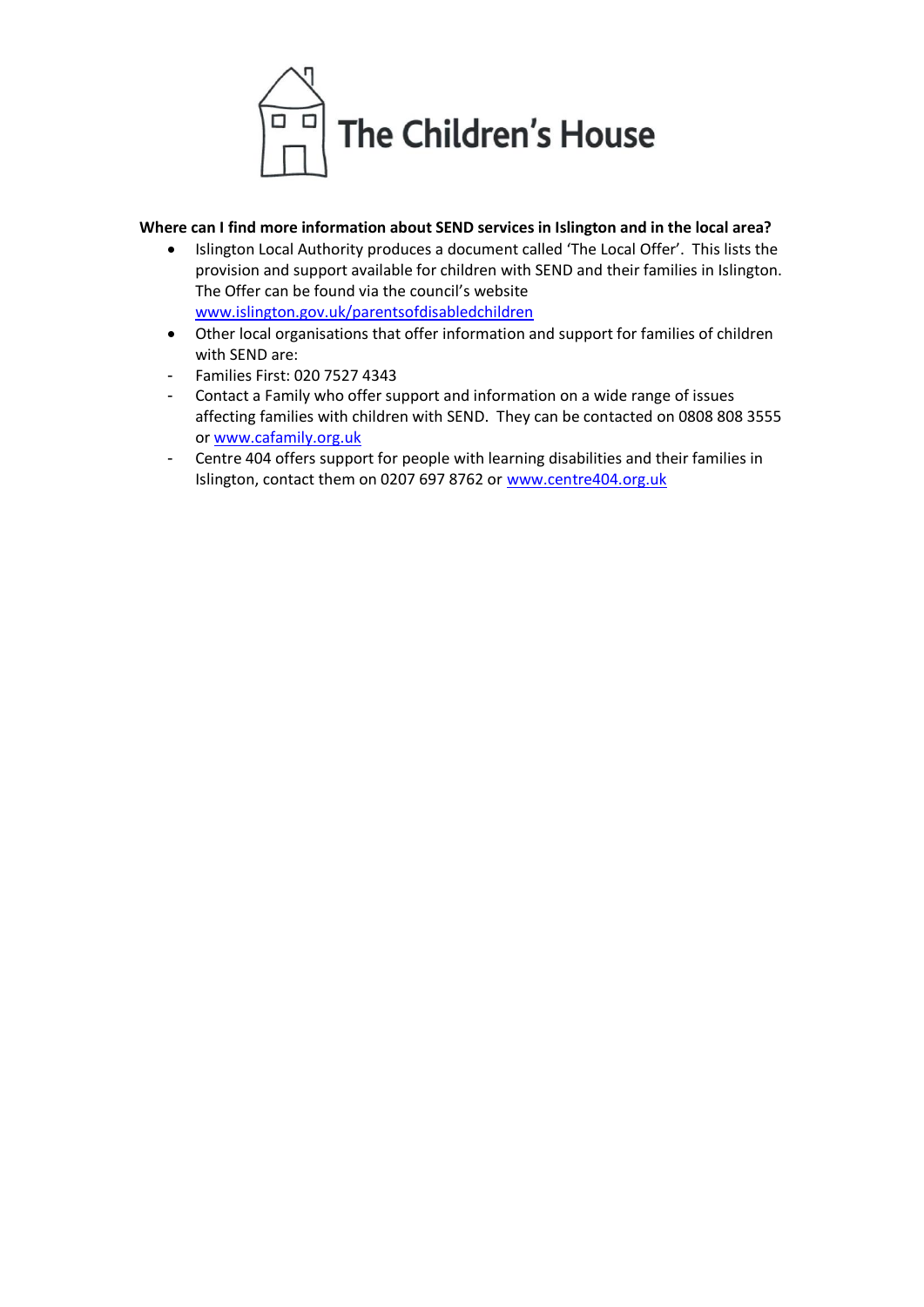The Children's House

**Where can I find more information about SEND services in Islington and in the local area?**

- Islington Local Authority produces a document called 'The Local Offer'. This lists the provision and support available for children with SEND and their families in Islington. The Offer can be found via the council's website www.islington.gov.uk/parentsofdisabledchildren
- Other local organisations that offer information and support for families of children with SEND are:
  - Families First: 020 7527 4343
  - Contact a Family who offer support and information on a wide range of issues affecting families with children with SEND. They can be contacted on 0808 808 3555 or www.cafamily.org.uk
  - Centre 404 offers support for people with learning disabilities and their families in Islington, contact them on 0207 697 8762 or www.centre404.org.uk